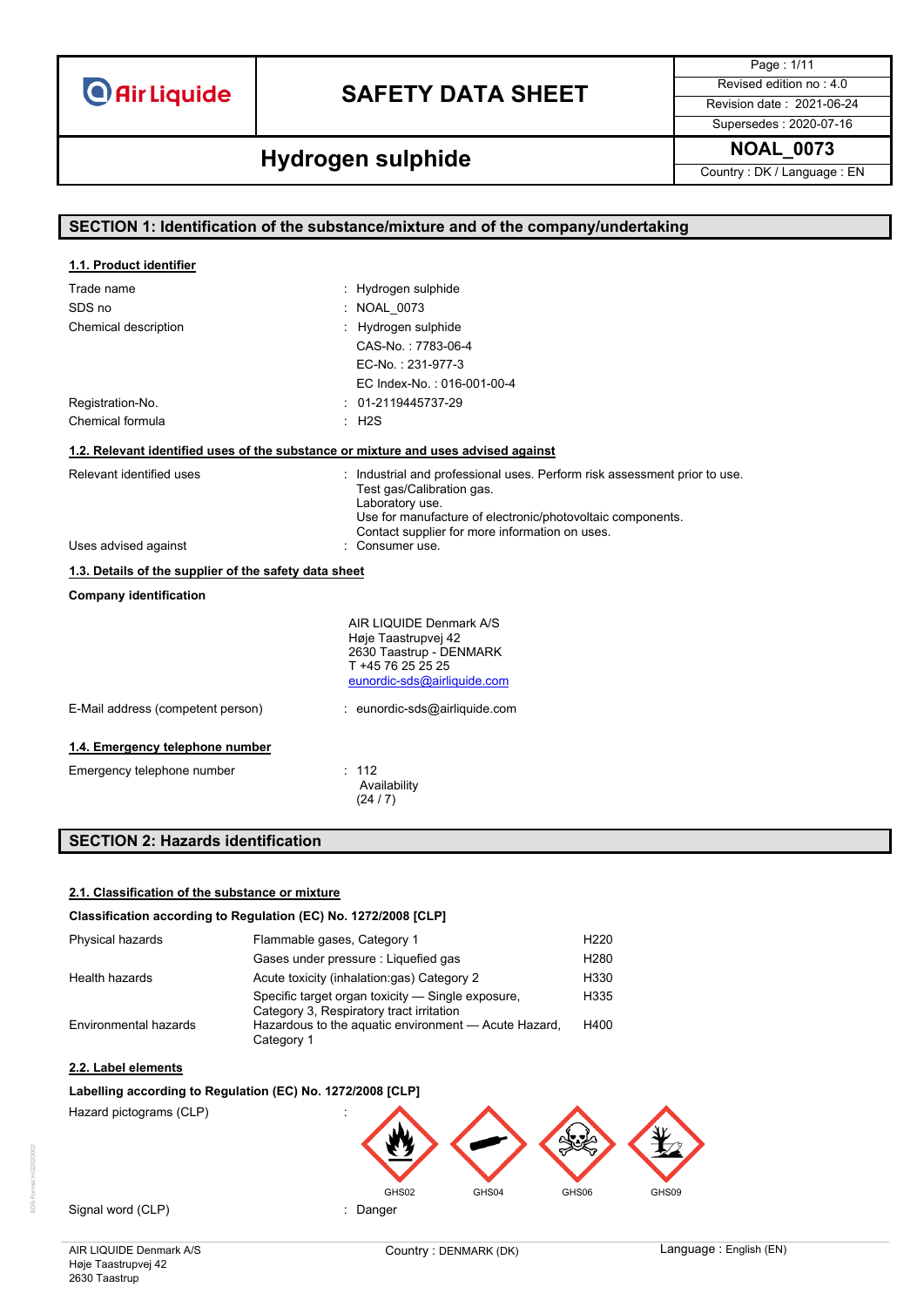# SAFETY DATA SHEET

## Hydrogen sulphide

| | |
|---|---|
| Page : 1/11 | |
| Revised edition no : 4.0 | |
| Revision date : 2021-06-24 | |
| Supersedes : 2020-07-16 | |
| **NOAL_0073** | |
| Country : DK / Language : EN | |

## SECTION 1: Identification of the substance/mixture and of the company/undertaking

### 1.1. Product identifier

| | |
|---|---|
| Trade name | : Hydrogen sulphide |
| SDS no | : NOAL_0073 |
| Chemical description | : Hydrogen sulphide<br>CAS-No. : 7783-06-4<br>EC-No. : 231-977-3<br>EC Index-No. : 016-001-00-4 |
| Registration-No. | : 01-2119445737-29 |
| Chemical formula | : $H_2S$ |

### 1.2. Relevant identified uses of the substance or mixture and uses advised against

| | |
|---|---|
| Relevant identified uses | : Industrial and professional uses. Perform risk assessment prior to use.<br>Test gas/Calibration gas.<br>Laboratory use.<br>Use for manufacture of electronic/photovoltaic components.<br>Contact supplier for more information on uses. |
| Uses advised against | : Consumer use. |

### 1.3. Details of the supplier of the safety data sheet

**Company identification**

AIR LIQUIDE Denmark A/S
Høje Taastrupvej 42
2630 Taastrup - DENMARK
T +45 76 25 25 25
eunordic-sds@airliquide.com

| | |
|---|---|
| E-Mail address (competent person) | : eunordic-sds@airliquide.com |

### 1.4. Emergency telephone number

| | |
|---|---|
| Emergency telephone number | : 112<br>Availability<br>(24 / 7) |

## SECTION 2: Hazards identification

### 2.1. Classification of the substance or mixture

**Classification according to Regulation (EC) No. 1272/2008 [CLP]**

| | | |
|---|---|---|
| Physical hazards | Flammable gases, Category 1 | H220 |
| | Gases under pressure : Liquefied gas | H280 |
| Health hazards | Acute toxicity (inhalation:gas) Category 2 | H330 |
| | Specific target organ toxicity — Single exposure, Category 3, Respiratory tract irritation | H335 |
| Environmental hazards | Hazardous to the aquatic environment — Acute Hazard, Category 1 | H400 |

### 2.2. Label elements

**Labelling according to Regulation (EC) No. 1272/2008 [CLP]**

| | |
|---|---|
| Hazard pictograms (CLP) | : GHS02, GHS04, GHS06, GHS09 |
| Signal word (CLP) | : Danger |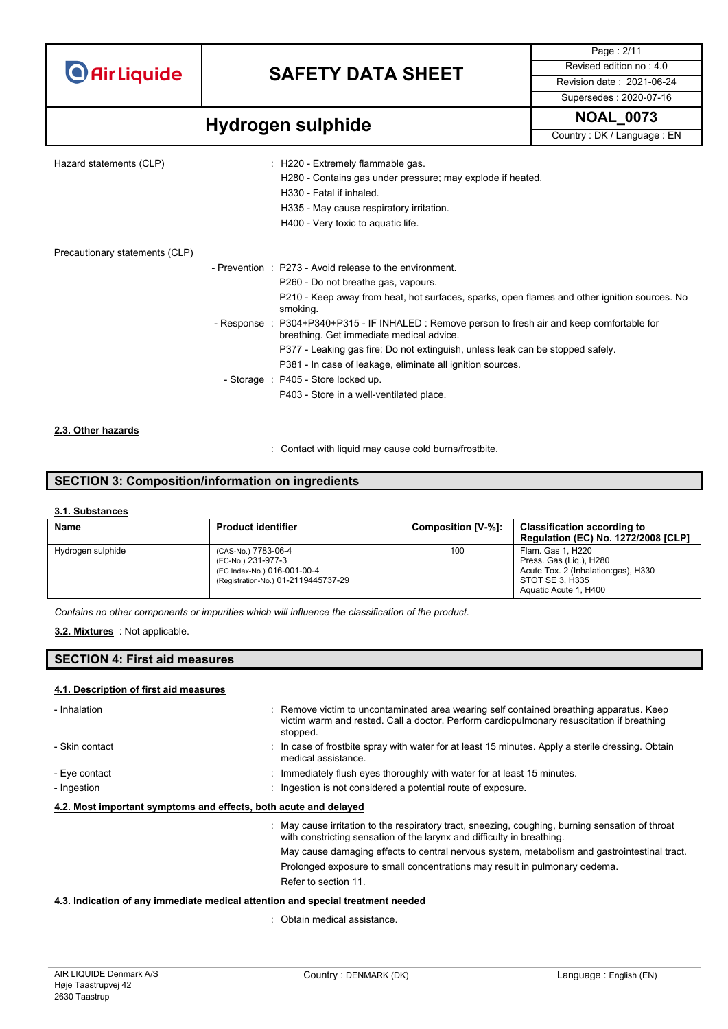Hazard statements (CLP) : H220 - Extremely flammable gas.
H280 - Contains gas under pressure; may explode if heated.
H330 - Fatal if inhaled.
H335 - May cause respiratory irritation.
H400 - Very toxic to aquatic life.

Precautionary statements (CLP)

- Prevention : P273 - Avoid release to the environment.
P260 - Do not breathe gas, vapours.
P210 - Keep away from heat, hot surfaces, sparks, open flames and other ignition sources. No smoking.
- Response : P304+P340+P315 - IF INHALED : Remove person to fresh air and keep comfortable for breathing. Get immediate medical advice.
P377 - Leaking gas fire: Do not extinguish, unless leak can be stopped safely.
P381 - In case of leakage, eliminate all ignition sources.
- Storage : P405 - Store locked up.
P403 - Store in a well-ventilated place.

### 2.3. Other hazards

: Contact with liquid may cause cold burns/frostbite.

## SECTION 3: Composition/information on ingredients

### 3.1. Substances

| Name | Product identifier | Composition [V-%]: | Classification according to Regulation (EC) No. 1272/2008 [CLP] |
|---|---|---|---|
| Hydrogen sulphide | (CAS-No.) 7783-06-4<br>(EC-No.) 231-977-3<br>(EC Index-No.) 016-001-00-4<br>(Registration-No.) 01-2119445737-29 | 100 | Flam. Gas 1, H220<br>Press. Gas (Liq.), H280<br>Acute Tox. 2 (Inhalation:gas), H330<br>STOT SE 3, H335<br>Aquatic Acute 1, H400 |

*Contains no other components or impurities which will influence the classification of the product.*

**3.2. Mixtures** : Not applicable.

## SECTION 4: First aid measures

### 4.1. Description of first aid measures

- Inhalation : Remove victim to uncontaminated area wearing self contained breathing apparatus. Keep victim warm and rested. Call a doctor. Perform cardiopulmonary resuscitation if breathing stopped.
- Skin contact : In case of frostbite spray with water for at least 15 minutes. Apply a sterile dressing. Obtain medical assistance.
- Eye contact : Immediately flush eyes thoroughly with water for at least 15 minutes.
- Ingestion : Ingestion is not considered a potential route of exposure.

### 4.2. Most important symptoms and effects, both acute and delayed

: May cause irritation to the respiratory tract, sneezing, coughing, burning sensation of throat with constricting sensation of the larynx and difficulty in breathing.
May cause damaging effects to central nervous system, metabolism and gastrointestinal tract.
Prolonged exposure to small concentrations may result in pulmonary oedema.
Refer to section 11.

### 4.3. Indication of any immediate medical attention and special treatment needed

: Obtain medical assistance.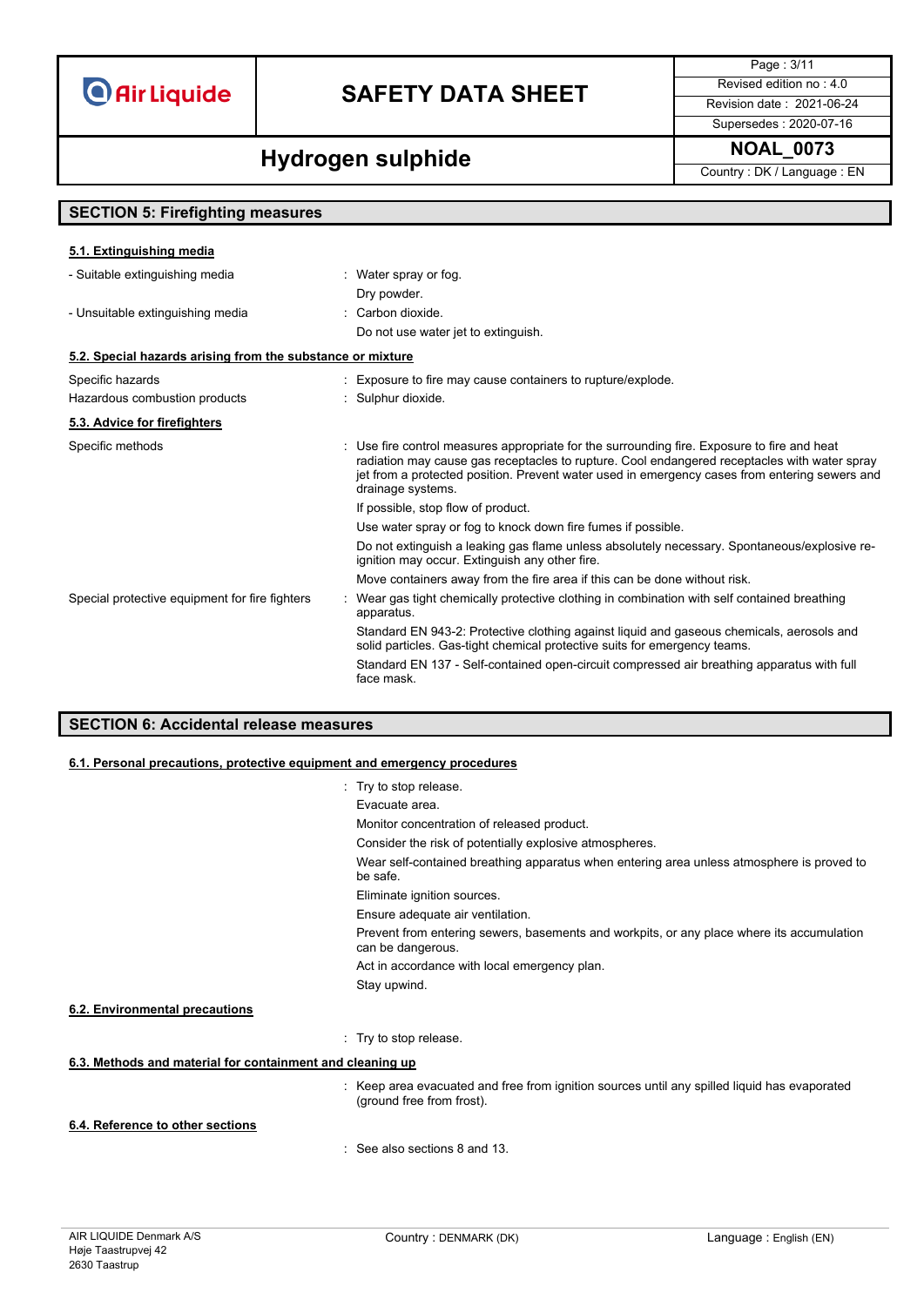## SECTION 5: Firefighting measures

### 5.1. Extinguishing media

| | |
|---|---|
| - Suitable extinguishing media | : Water spray or fog.<br>Dry powder. |
| - Unsuitable extinguishing media | : Carbon dioxide.<br>Do not use water jet to extinguish. |

### 5.2. Special hazards arising from the substance or mixture

| | |
|---|---|
| Specific hazards | : Exposure to fire may cause containers to rupture/explode. |
| Hazardous combustion products | : Sulphur dioxide. |

### 5.3. Advice for firefighters

| | |
|---|---|
| Specific methods | : Use fire control measures appropriate for the surrounding fire. Exposure to fire and heat radiation may cause gas receptacles to rupture. Cool endangered receptacles with water spray jet from a protected position. Prevent water used in emergency cases from entering sewers and drainage systems.<br>If possible, stop flow of product.<br>Use water spray or fog to knock down fire fumes if possible.<br>Do not extinguish a leaking gas flame unless absolutely necessary. Spontaneous/explosive re-ignition may occur. Extinguish any other fire.<br>Move containers away from the fire area if this can be done without risk. |
| Special protective equipment for fire fighters | : Wear gas tight chemically protective clothing in combination with self contained breathing apparatus.<br>Standard EN 943-2: Protective clothing against liquid and gaseous chemicals, aerosols and solid particles. Gas-tight chemical protective suits for emergency teams.<br>Standard EN 137 - Self-contained open-circuit compressed air breathing apparatus with full face mask. |

## SECTION 6: Accidental release measures

### 6.1. Personal precautions, protective equipment and emergency procedures

: Try to stop release.
Evacuate area.
Monitor concentration of released product.
Consider the risk of potentially explosive atmospheres.
Wear self-contained breathing apparatus when entering area unless atmosphere is proved to be safe.
Eliminate ignition sources.
Ensure adequate air ventilation.
Prevent from entering sewers, basements and workpits, or any place where its accumulation can be dangerous.
Act in accordance with local emergency plan.
Stay upwind.

### 6.2. Environmental precautions

: Try to stop release.

### 6.3. Methods and material for containment and cleaning up

: Keep area evacuated and free from ignition sources until any spilled liquid has evaporated (ground free from frost).

### 6.4. Reference to other sections

: See also sections 8 and 13.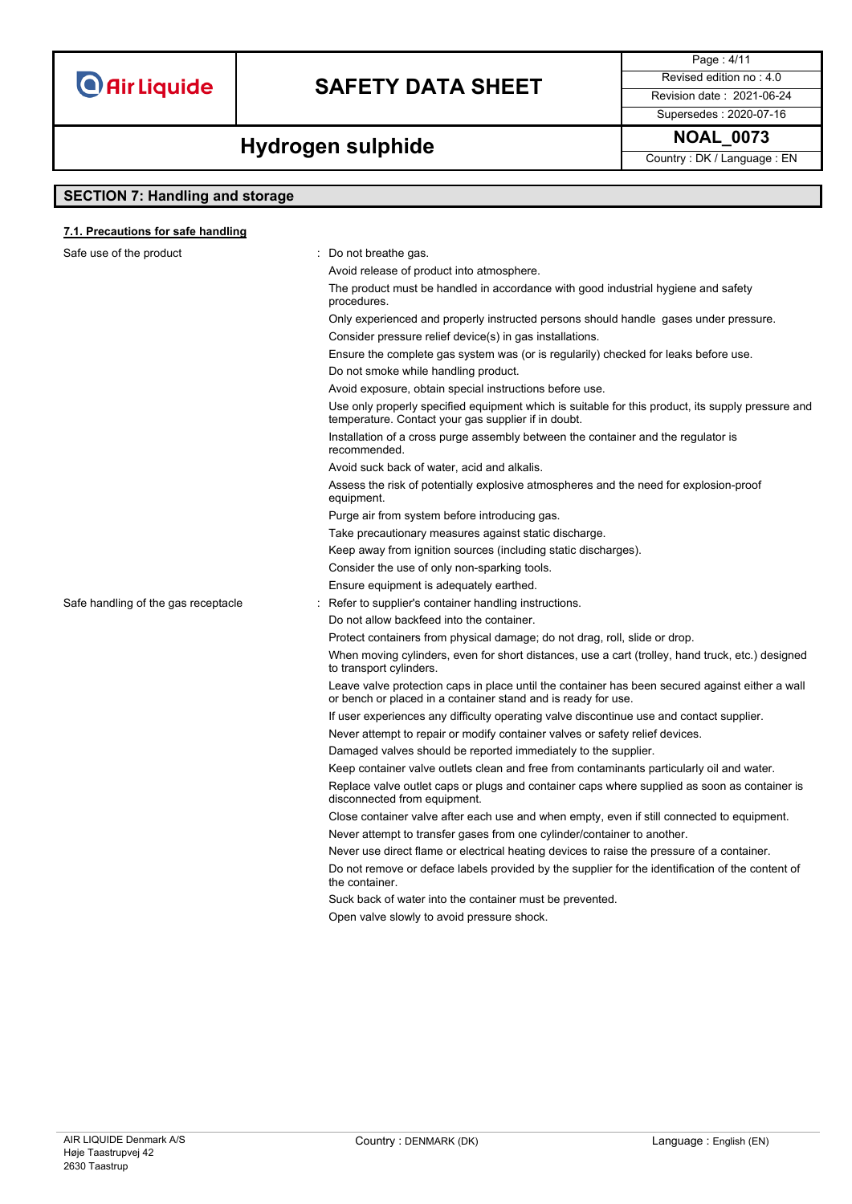## SECTION 7: Handling and storage

### 7.1. Precautions for safe handling

**Safe use of the product** :

Do not breathe gas.

Avoid release of product into atmosphere.

The product must be handled in accordance with good industrial hygiene and safety procedures.

Only experienced and properly instructed persons should handle gases under pressure.

Consider pressure relief device(s) in gas installations.

Ensure the complete gas system was (or is regularily) checked for leaks before use.

Do not smoke while handling product.

Avoid exposure, obtain special instructions before use.

Use only properly specified equipment which is suitable for this product, its supply pressure and temperature. Contact your gas supplier if in doubt.

Installation of a cross purge assembly between the container and the regulator is recommended.

Avoid suck back of water, acid and alkalis.

Assess the risk of potentially explosive atmospheres and the need for explosion-proof equipment.

Purge air from system before introducing gas.

Take precautionary measures against static discharge.

Keep away from ignition sources (including static discharges).

Consider the use of only non-sparking tools.

Ensure equipment is adequately earthed.

**Safe handling of the gas receptacle** :

Refer to supplier's container handling instructions.

Do not allow backfeed into the container.

Protect containers from physical damage; do not drag, roll, slide or drop.

When moving cylinders, even for short distances, use a cart (trolley, hand truck, etc.) designed to transport cylinders.

Leave valve protection caps in place until the container has been secured against either a wall or bench or placed in a container stand and is ready for use.

If user experiences any difficulty operating valve discontinue use and contact supplier.

Never attempt to repair or modify container valves or safety relief devices.

Damaged valves should be reported immediately to the supplier.

Keep container valve outlets clean and free from contaminants particularly oil and water.

Replace valve outlet caps or plugs and container caps where supplied as soon as container is disconnected from equipment.

Close container valve after each use and when empty, even if still connected to equipment.

Never attempt to transfer gases from one cylinder/container to another.

Never use direct flame or electrical heating devices to raise the pressure of a container.

Do not remove or deface labels provided by the supplier for the identification of the content of the container.

Suck back of water into the container must be prevented.

Open valve slowly to avoid pressure shock.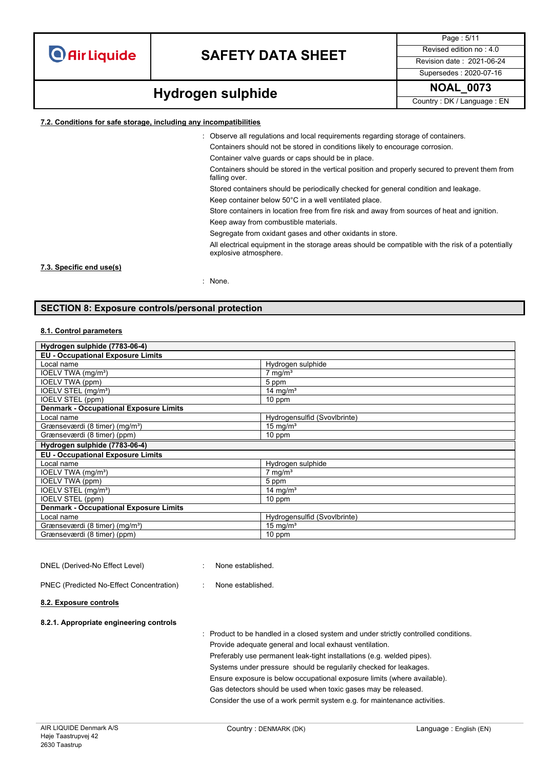#### 7.2. Conditions for safe storage, including any incompatibilities

: Observe all regulations and local requirements regarding storage of containers.
Containers should not be stored in conditions likely to encourage corrosion.
Container valve guards or caps should be in place.
Containers should be stored in the vertical position and properly secured to prevent them from falling over.
Stored containers should be periodically checked for general condition and leakage.
Keep container below 50°C in a well ventilated place.
Store containers in location free from fire risk and away from sources of heat and ignition.
Keep away from combustible materials.
Segregate from oxidant gases and other oxidants in store.
All electrical equipment in the storage areas should be compatible with the risk of a potentially explosive atmosphere.

#### 7.3. Specific end use(s)

: None.

## SECTION 8: Exposure controls/personal protection

#### 8.1. Control parameters

| **Hydrogen sulphide (7783-06-4)** | |
|---|---|
| **EU - Occupational Exposure Limits** | |
| Local name | Hydrogen sulphide |
| IOELV TWA (mg/m³) | 7 mg/m³ |
| IOELV TWA (ppm) | 5 ppm |
| IOELV STEL (mg/m³) | 14 mg/m³ |
| IOELV STEL (ppm) | 10 ppm |
| **Denmark - Occupational Exposure Limits** | |
| Local name | Hydrogensulfid (Svovlbrinte) |
| Grænseværdi (8 timer) (mg/m³) | 15 mg/m³ |
| Grænseværdi (8 timer) (ppm) | 10 ppm |
| **Hydrogen sulphide (7783-06-4)** | |
| **EU - Occupational Exposure Limits** | |
| Local name | Hydrogen sulphide |
| IOELV TWA (mg/m³) | 7 mg/m³ |
| IOELV TWA (ppm) | 5 ppm |
| IOELV STEL (mg/m³) | 14 mg/m³ |
| IOELV STEL (ppm) | 10 ppm |
| **Denmark - Occupational Exposure Limits** | |
| Local name | Hydrogensulfid (Svovlbrinte) |
| Grænseværdi (8 timer) (mg/m³) | 15 mg/m³ |
| Grænseværdi (8 timer) (ppm) | 10 ppm |

DNEL (Derived-No Effect Level) : None established.

PNEC (Predicted No-Effect Concentration) : None established.

#### 8.2. Exposure controls

**8.2.1. Appropriate engineering controls**

: Product to be handled in a closed system and under strictly controlled conditions.
Provide adequate general and local exhaust ventilation.
Preferably use permanent leak-tight installations (e.g. welded pipes).
Systems under pressure should be regularily checked for leakages.
Ensure exposure is below occupational exposure limits (where available).
Gas detectors should be used when toxic gases may be released.
Consider the use of a work permit system e.g. for maintenance activities.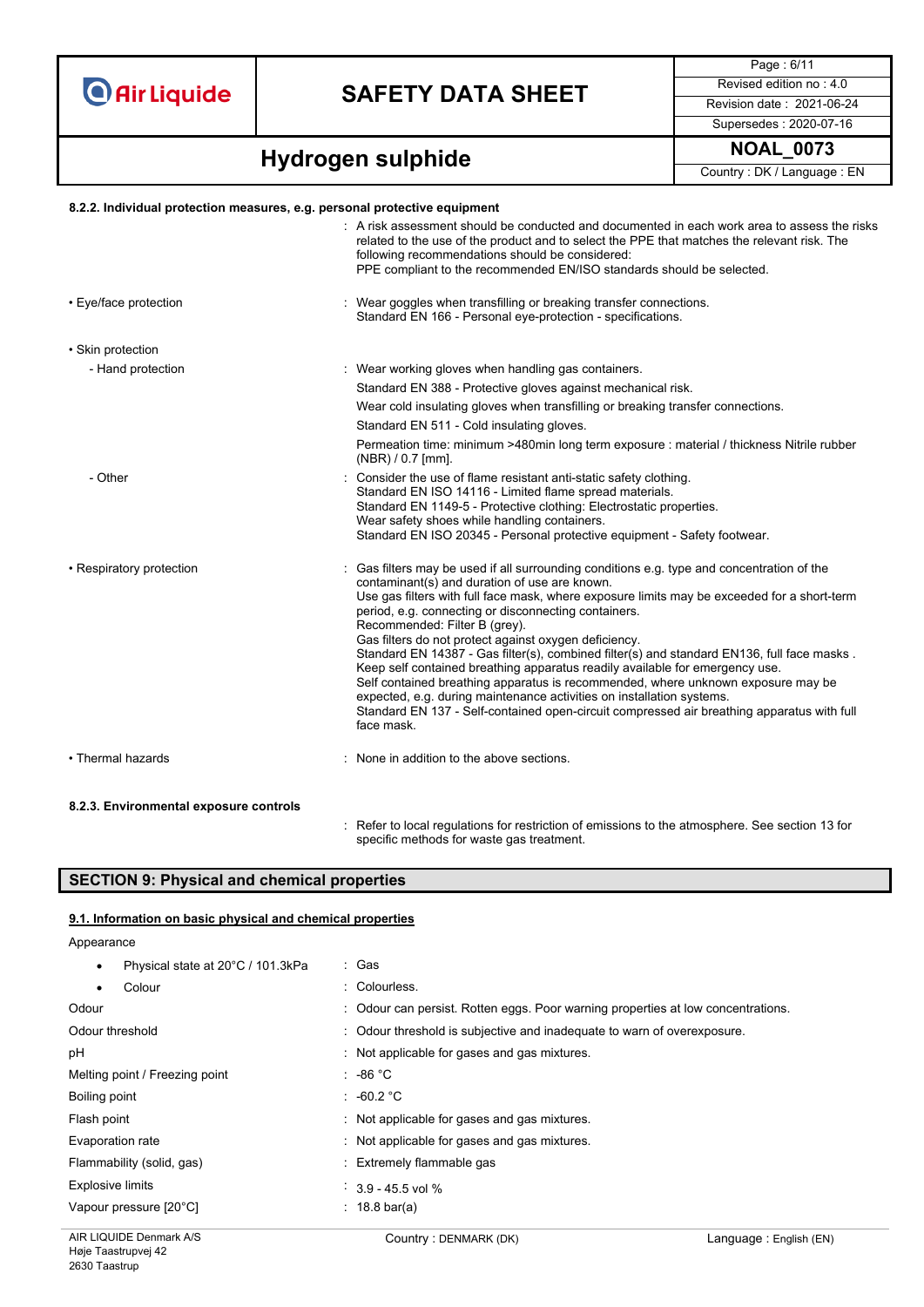#### 8.2.2. Individual protection measures, e.g. personal protective equipment

: A risk assessment should be conducted and documented in each work area to assess the risks related to the use of the product and to select the PPE that matches the relevant risk. The following recommendations should be considered:
PPE compliant to the recommended EN/ISO standards should be selected.

- Eye/face protection : Wear goggles when transfilling or breaking transfer connections.
  Standard EN 166 - Personal eye-protection - specifications.

- Skin protection
  - Hand protection : Wear working gloves when handling gas containers.
    Standard EN 388 - Protective gloves against mechanical risk.
    Wear cold insulating gloves when transfilling or breaking transfer connections.
    Standard EN 511 - Cold insulating gloves.
    Permeation time: minimum >480min long term exposure : material / thickness Nitrile rubber (NBR) / 0.7 [mm].
  - Other : Consider the use of flame resistant anti-static safety clothing.
    Standard EN ISO 14116 - Limited flame spread materials.
    Standard EN 1149-5 - Protective clothing: Electrostatic properties.
    Wear safety shoes while handling containers.
    Standard EN ISO 20345 - Personal protective equipment - Safety footwear.

- Respiratory protection : Gas filters may be used if all surrounding conditions e.g. type and concentration of the contaminant(s) and duration of use are known.
  Use gas filters with full face mask, where exposure limits may be exceeded for a short-term period, e.g. connecting or disconnecting containers.
  Recommended: Filter B (grey).
  Gas filters do not protect against oxygen deficiency.
  Standard EN 14387 - Gas filter(s), combined filter(s) and standard EN136, full face masks .
  Keep self contained breathing apparatus readily available for emergency use.
  Self contained breathing apparatus is recommended, where unknown exposure may be expected, e.g. during maintenance activities on installation systems.
  Standard EN 137 - Self-contained open-circuit compressed air breathing apparatus with full face mask.

- Thermal hazards : None in addition to the above sections.

#### 8.2.3. Environmental exposure controls

: Refer to local regulations for restriction of emissions to the atmosphere. See section 13 for specific methods for waste gas treatment.

## SECTION 9: Physical and chemical properties

### 9.1. Information on basic physical and chemical properties

Appearance

- Physical state at 20°C / 101.3kPa : Gas
- Colour : Colourless.

Odour : Odour can persist. Rotten eggs. Poor warning properties at low concentrations.

Odour threshold : Odour threshold is subjective and inadequate to warn of overexposure.

pH : Not applicable for gases and gas mixtures.

Melting point / Freezing point : -86 °C

Boiling point : -60.2 °C

Flash point : Not applicable for gases and gas mixtures.

Evaporation rate : Not applicable for gases and gas mixtures.

Flammability (solid, gas) : Extremely flammable gas

Explosive limits : 3.9 - 45.5 vol %

Vapour pressure [20°C] : 18.8 bar(a)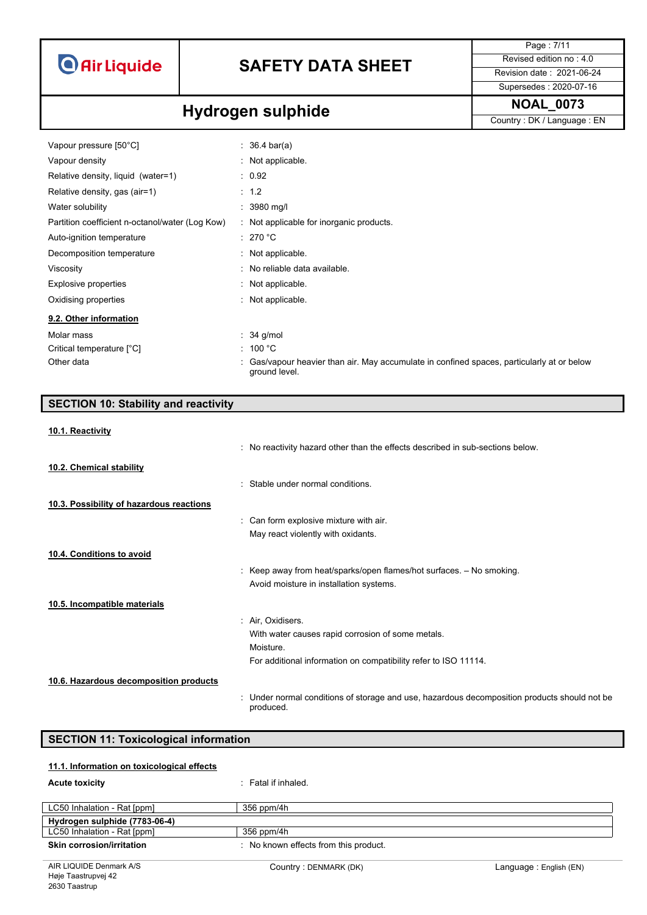| | |
|---|---|
| Vapour pressure [50°C] | : 36.4 bar(a) |
| Vapour density | : Not applicable. |
| Relative density, liquid (water=1) | : 0.92 |
| Relative density, gas (air=1) | : 1.2 |
| Water solubility | : 3980 mg/l |
| Partition coefficient n-octanol/water (Log Kow) | : Not applicable for inorganic products. |
| Auto-ignition temperature | : 270 °C |
| Decomposition temperature | : Not applicable. |
| Viscosity | : No reliable data available. |
| Explosive properties | : Not applicable. |
| Oxidising properties | : Not applicable. |

### 9.2. Other information

| | |
|---|---|
| Molar mass | : 34 g/mol |
| Critical temperature [°C] | : 100 °C |
| Other data | : Gas/vapour heavier than air. May accumulate in confined spaces, particularly at or below ground level. |

## SECTION 10: Stability and reactivity

### 10.1. Reactivity

: No reactivity hazard other than the effects described in sub-sections below.

### 10.2. Chemical stability

: Stable under normal conditions.

### 10.3. Possibility of hazardous reactions

: Can form explosive mixture with air.
May react violently with oxidants.

### 10.4. Conditions to avoid

: Keep away from heat/sparks/open flames/hot surfaces. – No smoking.
Avoid moisture in installation systems.

### 10.5. Incompatible materials

: Air, Oxidisers.
With water causes rapid corrosion of some metals.
Moisture.
For additional information on compatibility refer to ISO 11114.

### 10.6. Hazardous decomposition products

: Under normal conditions of storage and use, hazardous decomposition products should not be produced.

## SECTION 11: Toxicological information

### 11.1. Information on toxicological effects

**Acute toxicity** : Fatal if inhaled.

| | |
|---|---|
| LC50 Inhalation - Rat [ppm] | 356 ppm/4h |
| **Hydrogen sulphide (7783-06-4)** | |
| LC50 Inhalation - Rat [ppm] | 356 ppm/4h |

**Skin corrosion/irritation** : No known effects from this product.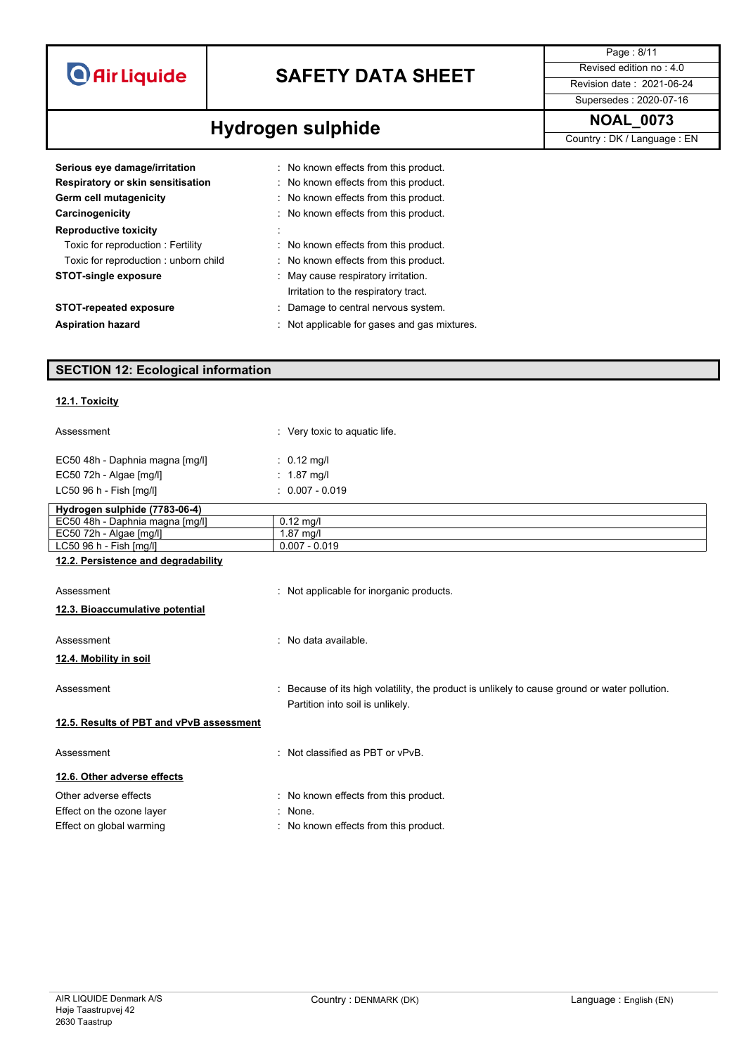| | |
|---|---|
| **Serious eye damage/irritation** | : No known effects from this product. |
| **Respiratory or skin sensitisation** | : No known effects from this product. |
| **Germ cell mutagenicity** | : No known effects from this product. |
| **Carcinogenicity** | : No known effects from this product. |
| **Reproductive toxicity** | : |
| Toxic for reproduction : Fertility | : No known effects from this product. |
| Toxic for reproduction : unborn child | : No known effects from this product. |
| **STOT-single exposure** | : May cause respiratory irritation. Irritation to the respiratory tract. |
| **STOT-repeated exposure** | : Damage to central nervous system. |
| **Aspiration hazard** | : Not applicable for gases and gas mixtures. |

## SECTION 12: Ecological information

### 12.1. Toxicity

| | |
|---|---|
| Assessment | : Very toxic to aquatic life. |
| EC50 48h - Daphnia magna [mg/l] | : 0.12 mg/l |
| EC50 72h - Algae [mg/l] | : 1.87 mg/l |
| LC50 96 h - Fish [mg/l] | : 0.007 - 0.019 |

| **Hydrogen sulphide (7783-06-4)** | |
|---|---|
| EC50 48h - Daphnia magna [mg/l] | 0.12 mg/l |
| EC50 72h - Algae [mg/l] | 1.87 mg/l |
| LC50 96 h - Fish [mg/l] | 0.007 - 0.019 |

### 12.2. Persistence and degradability

| | |
|---|---|
| Assessment | : Not applicable for inorganic products. |

### 12.3. Bioaccumulative potential

| | |
|---|---|
| Assessment | : No data available. |

### 12.4. Mobility in soil

| | |
|---|---|
| Assessment | : Because of its high volatility, the product is unlikely to cause ground or water pollution. Partition into soil is unlikely. |

### 12.5. Results of PBT and vPvB assessment

| | |
|---|---|
| Assessment | : Not classified as PBT or vPvB. |

### 12.6. Other adverse effects

| | |
|---|---|
| Other adverse effects | : No known effects from this product. |
| Effect on the ozone layer | : None. |
| Effect on global warming | : No known effects from this product. |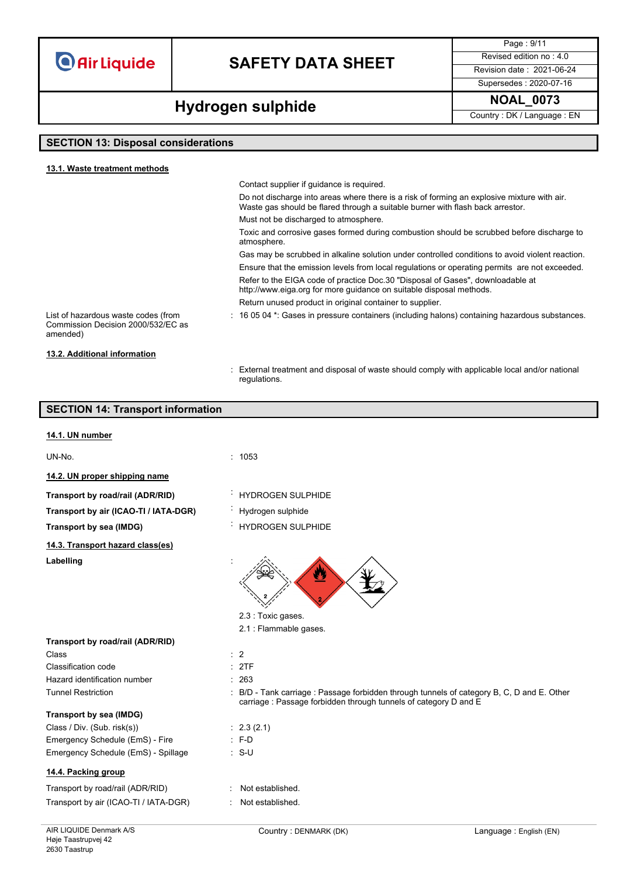## SECTION 13: Disposal considerations

### 13.1. Waste treatment methods

Contact supplier if guidance is required.

Do not discharge into areas where there is a risk of forming an explosive mixture with air. Waste gas should be flared through a suitable burner with flash back arrestor.

Must not be discharged to atmosphere.

Toxic and corrosive gases formed during combustion should be scrubbed before discharge to atmosphere.

Gas may be scrubbed in alkaline solution under controlled conditions to avoid violent reaction.

Ensure that the emission levels from local regulations or operating permits are not exceeded.

Refer to the EIGA code of practice Doc.30 "Disposal of Gases", downloadable at http://www.eiga.org for more guidance on suitable disposal methods.

Return unused product in original container to supplier.

List of hazardous waste codes (from Commission Decision 2000/532/EC as amended) : 16 05 04 *: Gases in pressure containers (including halons) containing hazardous substances.

### 13.2. Additional information

: External treatment and disposal of waste should comply with applicable local and/or national regulations.

## SECTION 14: Transport information

### 14.1. UN number

UN-No. : 1053

### 14.2. UN proper shipping name

**Transport by road/rail (ADR/RID)** : HYDROGEN SULPHIDE

**Transport by air (ICAO-TI / IATA-DGR)** : Hydrogen sulphide

**Transport by sea (IMDG)** : HYDROGEN SULPHIDE

### 14.3. Transport hazard class(es)

**Labelling** :

2.3 : Toxic gases.

2.1 : Flammable gases.

**Transport by road/rail (ADR/RID)**

Class : 2

Classification code : 2TF

Hazard identification number : 263

Tunnel Restriction : B/D - Tank carriage : Passage forbidden through tunnels of category B, C, D and E. Other carriage : Passage forbidden through tunnels of category D and E

**Transport by sea (IMDG)**

Class / Div. (Sub. risk(s)) : 2.3 (2.1)

Emergency Schedule (EmS) - Fire : F-D

Emergency Schedule (EmS) - Spillage : S-U

### 14.4. Packing group

Transport by road/rail (ADR/RID) : Not established.

Transport by air (ICAO-TI / IATA-DGR) : Not established.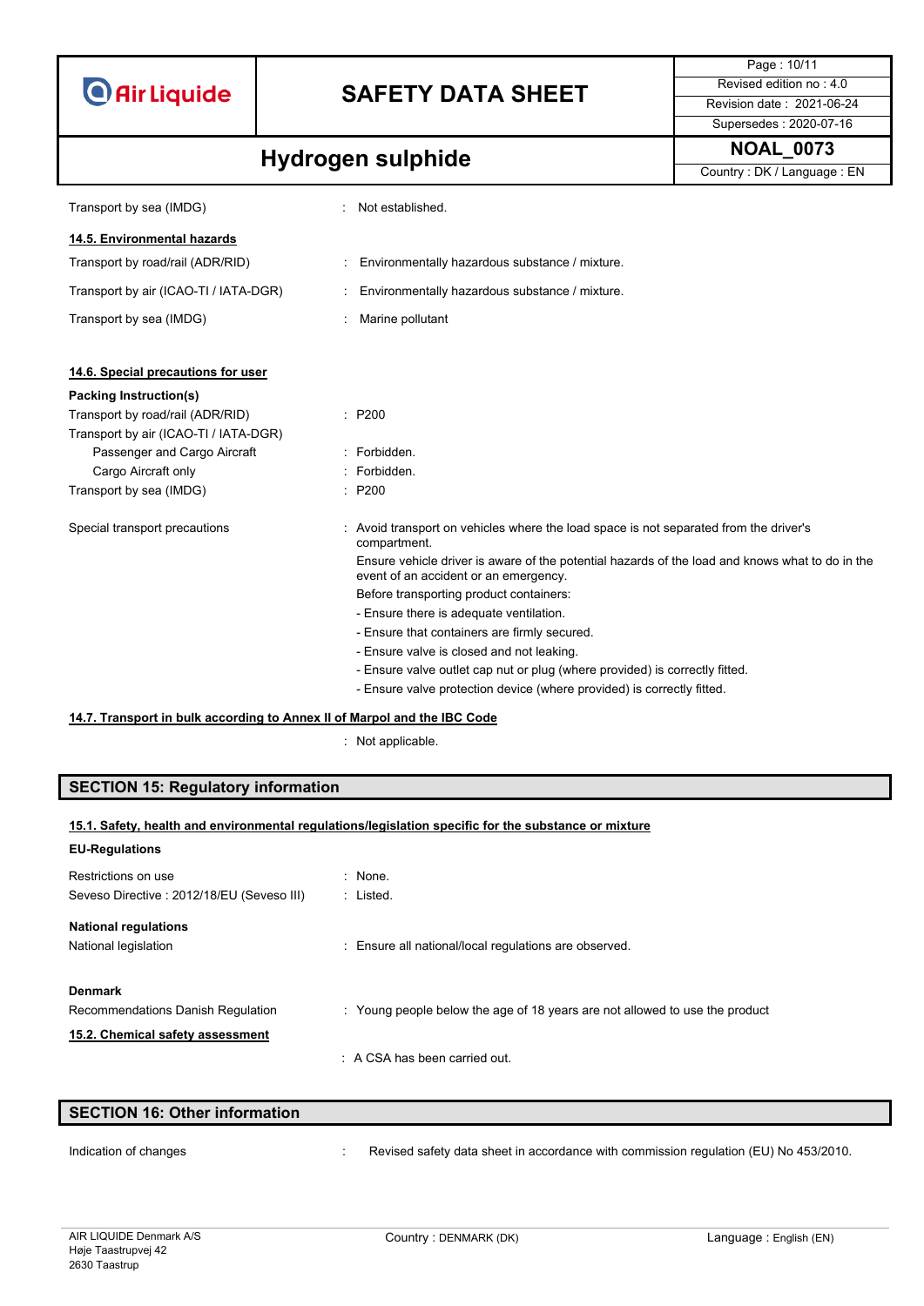Transport by sea (IMDG) : Not established.

**14.5. Environmental hazards**

| | |
|---|---|
| Transport by road/rail (ADR/RID) | : Environmentally hazardous substance / mixture. |
| Transport by air (ICAO-TI / IATA-DGR) | : Environmentally hazardous substance / mixture. |
| Transport by sea (IMDG) | : Marine pollutant |

**14.6. Special precautions for user**

**Packing Instruction(s)**

| | |
|---|---|
| Transport by road/rail (ADR/RID) | : P200 |
| Transport by air (ICAO-TI / IATA-DGR) | |
| Passenger and Cargo Aircraft | : Forbidden. |
| Cargo Aircraft only | : Forbidden. |
| Transport by sea (IMDG) | : P200 |

Special transport precautions : Avoid transport on vehicles where the load space is not separated from the driver's compartment.

Ensure vehicle driver is aware of the potential hazards of the load and knows what to do in the event of an accident or an emergency.

Before transporting product containers:

- Ensure there is adequate ventilation.
- Ensure that containers are firmly secured.
- Ensure valve is closed and not leaking.
- Ensure valve outlet cap nut or plug (where provided) is correctly fitted.
- Ensure valve protection device (where provided) is correctly fitted.

**14.7. Transport in bulk according to Annex II of Marpol and the IBC Code**

: Not applicable.

## SECTION 15: Regulatory information

**15.1. Safety, health and environmental regulations/legislation specific for the substance or mixture**

**EU-Regulations**

| | |
|---|---|
| Restrictions on use | : None. |
| Seveso Directive : 2012/18/EU (Seveso III) | : Listed. |

**National regulations**

National legislation : Ensure all national/local regulations are observed.

**Denmark**

Recommendations Danish Regulation : Young people below the age of 18 years are not allowed to use the product

**15.2. Chemical safety assessment**

: A CSA has been carried out.

## SECTION 16: Other information

Indication of changes : Revised safety data sheet in accordance with commission regulation (EU) No 453/2010.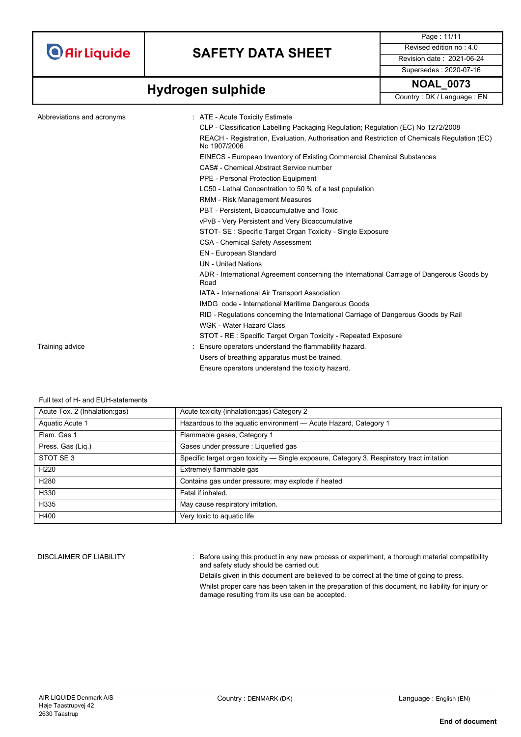Abbreviations and acronyms : ATE - Acute Toxicity Estimate

CLP - Classification Labelling Packaging Regulation; Regulation (EC) No 1272/2008

REACH - Registration, Evaluation, Authorisation and Restriction of Chemicals Regulation (EC) No 1907/2006

EINECS - European Inventory of Existing Commercial Chemical Substances

CAS# - Chemical Abstract Service number

PPE - Personal Protection Equipment

LC50 - Lethal Concentration to 50 % of a test population

RMM - Risk Management Measures

PBT - Persistent, Bioaccumulative and Toxic

vPvB - Very Persistent and Very Bioaccumulative

STOT- SE : Specific Target Organ Toxicity - Single Exposure

CSA - Chemical Safety Assessment

EN - European Standard

UN - United Nations

ADR - International Agreement concerning the International Carriage of Dangerous Goods by Road

IATA - International Air Transport Association

IMDG code - International Maritime Dangerous Goods

RID - Regulations concerning the International Carriage of Dangerous Goods by Rail

WGK - Water Hazard Class

STOT - RE : Specific Target Organ Toxicity - Repeated Exposure

Training advice : Ensure operators understand the flammability hazard.

Users of breathing apparatus must be trained.

Ensure operators understand the toxicity hazard.

Full text of H- and EUH-statements

| | |
|---|---|
| Acute Tox. 2 (Inhalation:gas) | Acute toxicity (inhalation:gas) Category 2 |
| Aquatic Acute 1 | Hazardous to the aquatic environment — Acute Hazard, Category 1 |
| Flam. Gas 1 | Flammable gases, Category 1 |
| Press. Gas (Liq.) | Gases under pressure : Liquefied gas |
| STOT SE 3 | Specific target organ toxicity — Single exposure, Category 3, Respiratory tract irritation |
| H220 | Extremely flammable gas |
| H280 | Contains gas under pressure; may explode if heated |
| H330 | Fatal if inhaled. |
| H335 | May cause respiratory irritation. |
| H400 | Very toxic to aquatic life |

DISCLAIMER OF LIABILITY : Before using this product in any new process or experiment, a thorough material compatibility and safety study should be carried out.

Details given in this document are believed to be correct at the time of going to press.

Whilst proper care has been taken in the preparation of this document, no liability for injury or damage resulting from its use can be accepted.

AIR LIQUIDE Denmark A/S
Høje Taastrupvej 42
2630 Taastrup

Country : DENMARK (DK)

Language : English (EN)

**End of document**